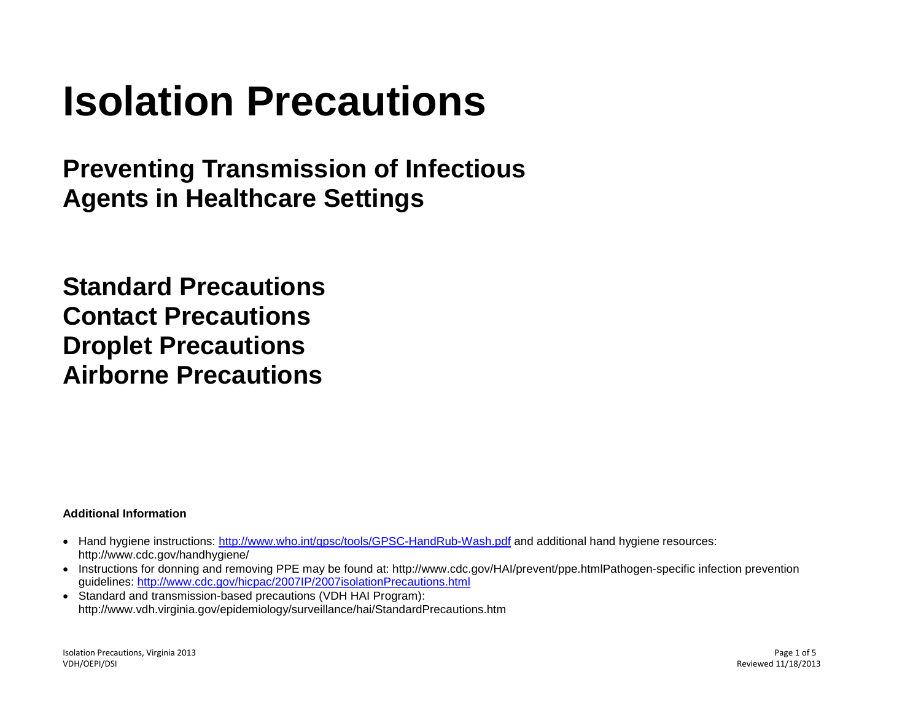# Isolation Precautions

## Preventing Transmission of Infectious Agents in Healthcare Settings

## Standard Precautions
## Contact Precautions
## Droplet Precautions
## Airborne Precautions

**Additional Information**

- Hand hygiene instructions: http://www.who.int/gpsc/tools/GPSC-HandRub-Wash.pdf and additional hand hygiene resources: http://www.cdc.gov/handhygiene/
- Instructions for donning and removing PPE may be found at: http://www.cdc.gov/HAI/prevent/ppe.htmlPathogen-specific infection prevention guidelines: http://www.cdc.gov/hicpac/2007IP/2007isolationPrecautions.html
- Standard and transmission-based precautions (VDH HAI Program): http://www.vdh.virginia.gov/epidemiology/surveillance/hai/StandardPrecautions.htm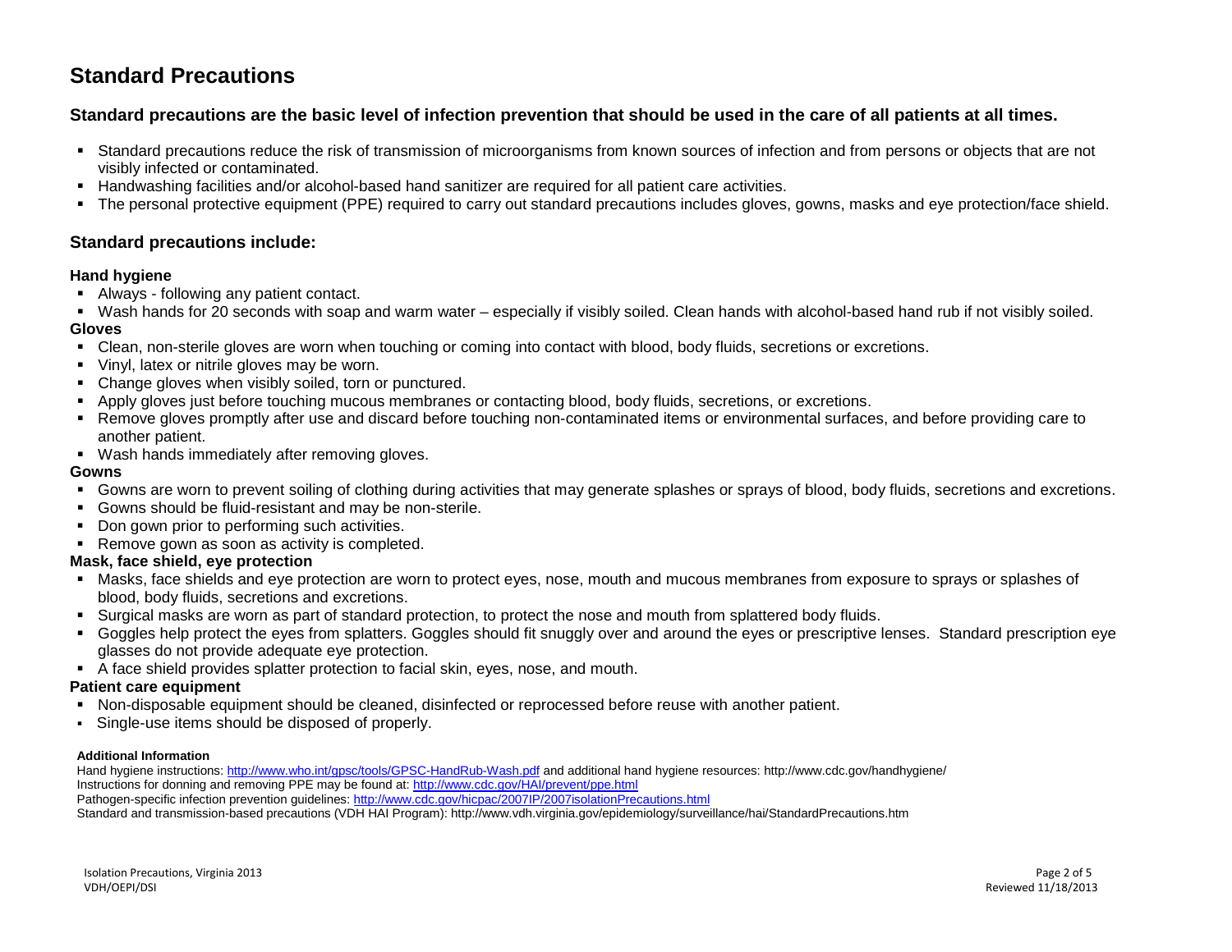# Standard Precautions

## Standard precautions are the basic level of infection prevention that should be used in the care of all patients at all times.

- Standard precautions reduce the risk of transmission of microorganisms from known sources of infection and from persons or objects that are not visibly infected or contaminated.
- Handwashing facilities and/or alcohol-based hand sanitizer are required for all patient care activities.
- The personal protective equipment (PPE) required to carry out standard precautions includes gloves, gowns, masks and eye protection/face shield.

## Standard precautions include:

### Hand hygiene

- Always - following any patient contact.
- Wash hands for 20 seconds with soap and warm water – especially if visibly soiled. Clean hands with alcohol-based hand rub if not visibly soiled.

### Gloves

- Clean, non-sterile gloves are worn when touching or coming into contact with blood, body fluids, secretions or excretions.
- Vinyl, latex or nitrile gloves may be worn.
- Change gloves when visibly soiled, torn or punctured.
- Apply gloves just before touching mucous membranes or contacting blood, body fluids, secretions, or excretions.
- Remove gloves promptly after use and discard before touching non-contaminated items or environmental surfaces, and before providing care to another patient.
- Wash hands immediately after removing gloves.

### Gowns

- Gowns are worn to prevent soiling of clothing during activities that may generate splashes or sprays of blood, body fluids, secretions and excretions.
- Gowns should be fluid-resistant and may be non-sterile.
- Don gown prior to performing such activities.
- Remove gown as soon as activity is completed.

### Mask, face shield, eye protection

- Masks, face shields and eye protection are worn to protect eyes, nose, mouth and mucous membranes from exposure to sprays or splashes of blood, body fluids, secretions and excretions.
- Surgical masks are worn as part of standard protection, to protect the nose and mouth from splattered body fluids.
- Goggles help protect the eyes from splatters. Goggles should fit snuggly over and around the eyes or prescriptive lenses. Standard prescription eye glasses do not provide adequate eye protection.
- A face shield provides splatter protection to facial skin, eyes, nose, and mouth.

### Patient care equipment

- Non-disposable equipment should be cleaned, disinfected or reprocessed before reuse with another patient.
- Single-use items should be disposed of properly.

**Additional Information**

Hand hygiene instructions: http://www.who.int/gpsc/tools/GPSC-HandRub-Wash.pdf and additional hand hygiene resources: http://www.cdc.gov/handhygiene/
Instructions for donning and removing PPE may be found at: http://www.cdc.gov/HAI/prevent/ppe.html
Pathogen-specific infection prevention guidelines: http://www.cdc.gov/hicpac/2007IP/2007isolationPrecautions.html
Standard and transmission-based precautions (VDH HAI Program): http://www.vdh.virginia.gov/epidemiology/surveillance/hai/StandardPrecautions.htm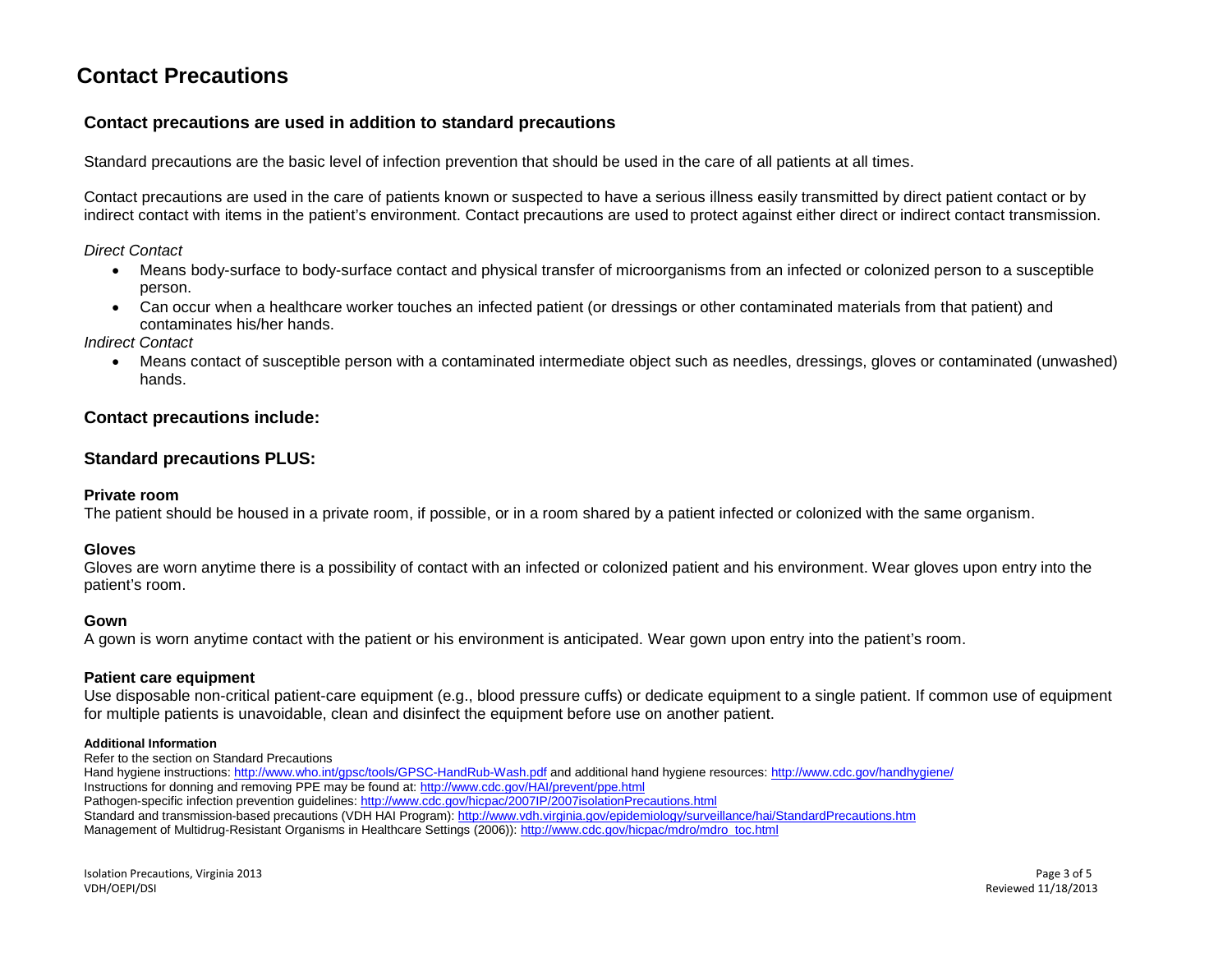# Contact Precautions

## Contact precautions are used in addition to standard precautions

Standard precautions are the basic level of infection prevention that should be used in the care of all patients at all times.

Contact precautions are used in the care of patients known or suspected to have a serious illness easily transmitted by direct patient contact or by indirect contact with items in the patient's environment. Contact precautions are used to protect against either direct or indirect contact transmission.

*Direct Contact*

- Means body-surface to body-surface contact and physical transfer of microorganisms from an infected or colonized person to a susceptible person.
- Can occur when a healthcare worker touches an infected patient (or dressings or other contaminated materials from that patient) and contaminates his/her hands.

*Indirect Contact*

- Means contact of susceptible person with a contaminated intermediate object such as needles, dressings, gloves or contaminated (unwashed) hands.

## Contact precautions include:

## Standard precautions PLUS:

**Private room**
The patient should be housed in a private room, if possible, or in a room shared by a patient infected or colonized with the same organism.

**Gloves**
Gloves are worn anytime there is a possibility of contact with an infected or colonized patient and his environment. Wear gloves upon entry into the patient's room.

**Gown**
A gown is worn anytime contact with the patient or his environment is anticipated. Wear gown upon entry into the patient's room.

**Patient care equipment**
Use disposable non-critical patient-care equipment (e.g., blood pressure cuffs) or dedicate equipment to a single patient. If common use of equipment for multiple patients is unavoidable, clean and disinfect the equipment before use on another patient.

**Additional Information**
Refer to the section on Standard Precautions
Hand hygiene instructions: http://www.who.int/gpsc/tools/GPSC-HandRub-Wash.pdf and additional hand hygiene resources: http://www.cdc.gov/handhygiene/
Instructions for donning and removing PPE may be found at: http://www.cdc.gov/HAI/prevent/ppe.html
Pathogen-specific infection prevention guidelines: http://www.cdc.gov/hicpac/2007IP/2007isolationPrecautions.html
Standard and transmission-based precautions (VDH HAI Program): http://www.vdh.virginia.gov/epidemiology/surveillance/hai/StandardPrecautions.htm
Management of Multidrug-Resistant Organisms in Healthcare Settings (2006)): http://www.cdc.gov/hicpac/mdro/mdro_toc.html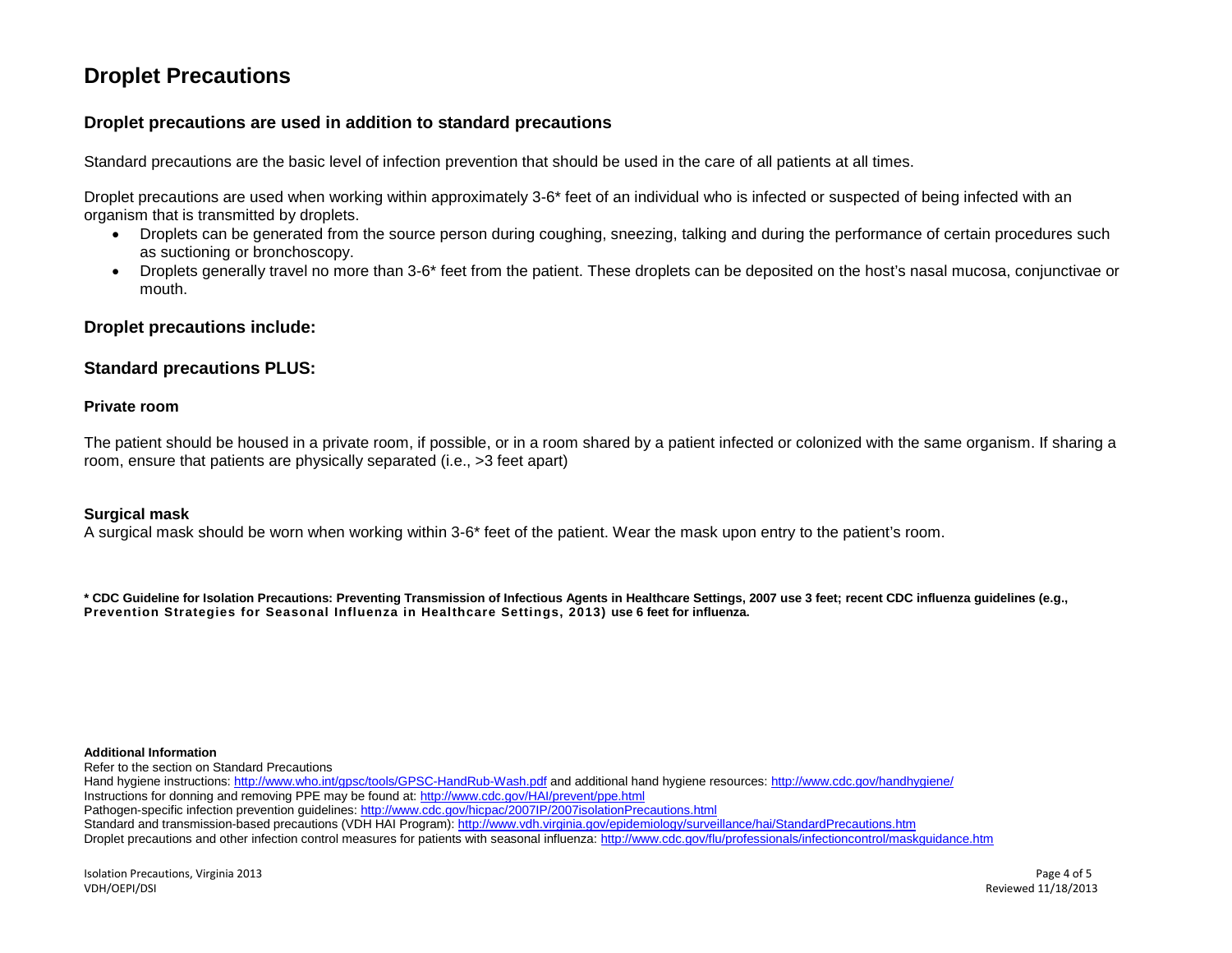# Droplet Precautions

## Droplet precautions are used in addition to standard precautions

Standard precautions are the basic level of infection prevention that should be used in the care of all patients at all times.

Droplet precautions are used when working within approximately 3-6* feet of an individual who is infected or suspected of being infected with an organism that is transmitted by droplets.

- Droplets can be generated from the source person during coughing, sneezing, talking and during the performance of certain procedures such as suctioning or bronchoscopy.
- Droplets generally travel no more than 3-6* feet from the patient. These droplets can be deposited on the host's nasal mucosa, conjunctivae or mouth.

## Droplet precautions include:

## Standard precautions PLUS:

### Private room

The patient should be housed in a private room, if possible, or in a room shared by a patient infected or colonized with the same organism. If sharing a room, ensure that patients are physically separated (i.e., >3 feet apart)

### Surgical mask

A surgical mask should be worn when working within 3-6* feet of the patient. Wear the mask upon entry to the patient's room.

**\* CDC Guideline for Isolation Precautions: Preventing Transmission of Infectious Agents in Healthcare Settings, 2007 use 3 feet; recent CDC influenza guidelines (e.g., Prevention Strategies for Seasonal Influenza in Healthcare Settings, 2013) use 6 feet for influenza.**

**Additional Information**

Refer to the section on Standard Precautions

Hand hygiene instructions: http://www.who.int/gpsc/tools/GPSC-HandRub-Wash.pdf and additional hand hygiene resources: http://www.cdc.gov/handhygiene/

Instructions for donning and removing PPE may be found at: http://www.cdc.gov/HAI/prevent/ppe.html

Pathogen-specific infection prevention guidelines: http://www.cdc.gov/hicpac/2007IP/2007isolationPrecautions.html

Standard and transmission-based precautions (VDH HAI Program): http://www.vdh.virginia.gov/epidemiology/surveillance/hai/StandardPrecautions.htm

Droplet precautions and other infection control measures for patients with seasonal influenza: http://www.cdc.gov/flu/professionals/infectioncontrol/maskguidance.htm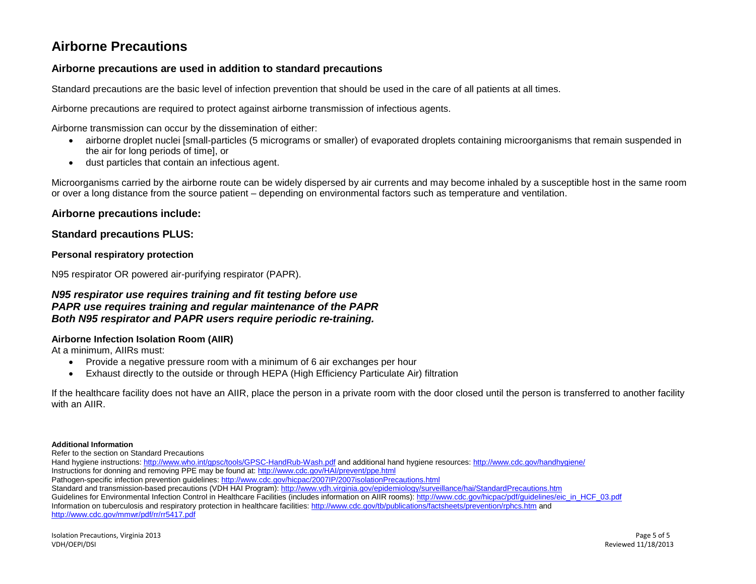# Airborne Precautions

## Airborne precautions are used in addition to standard precautions

Standard precautions are the basic level of infection prevention that should be used in the care of all patients at all times.

Airborne precautions are required to protect against airborne transmission of infectious agents.

Airborne transmission can occur by the dissemination of either:

- airborne droplet nuclei [small-particles (5 micrograms or smaller) of evaporated droplets containing microorganisms that remain suspended in the air for long periods of time], or
- dust particles that contain an infectious agent.

Microorganisms carried by the airborne route can be widely dispersed by air currents and may become inhaled by a susceptible host in the same room or over a long distance from the source patient – depending on environmental factors such as temperature and ventilation.

## Airborne precautions include:

## Standard precautions PLUS:

### Personal respiratory protection

N95 respirator OR powered air-purifying respirator (PAPR).

***N95 respirator use requires training and fit testing before use***
***PAPR use requires training and regular maintenance of the PAPR***
***Both N95 respirator and PAPR users require periodic re-training.***

### Airborne Infection Isolation Room (AIIR)

At a minimum, AIIRs must:

- Provide a negative pressure room with a minimum of 6 air exchanges per hour
- Exhaust directly to the outside or through HEPA (High Efficiency Particulate Air) filtration

If the healthcare facility does not have an AIIR, place the person in a private room with the door closed until the person is transferred to another facility with an AIIR.

**Additional Information**

Refer to the section on Standard Precautions

Hand hygiene instructions: http://www.who.int/gpsc/tools/GPSC-HandRub-Wash.pdf and additional hand hygiene resources: http://www.cdc.gov/handhygiene/

Instructions for donning and removing PPE may be found at: http://www.cdc.gov/HAI/prevent/ppe.html

Pathogen-specific infection prevention guidelines: http://www.cdc.gov/hicpac/2007IP/2007isolationPrecautions.html

Standard and transmission-based precautions (VDH HAI Program): http://www.vdh.virginia.gov/epidemiology/surveillance/hai/StandardPrecautions.htm

Guidelines for Environmental Infection Control in Healthcare Facilities (includes information on AIIR rooms): http://www.cdc.gov/hicpac/pdf/guidelines/eic_in_HCF_03.pdf

Information on tuberculosis and respiratory protection in healthcare facilities: http://www.cdc.gov/tb/publications/factsheets/prevention/rphcs.htm and http://www.cdc.gov/mmwr/pdf/rr/rr5417.pdf